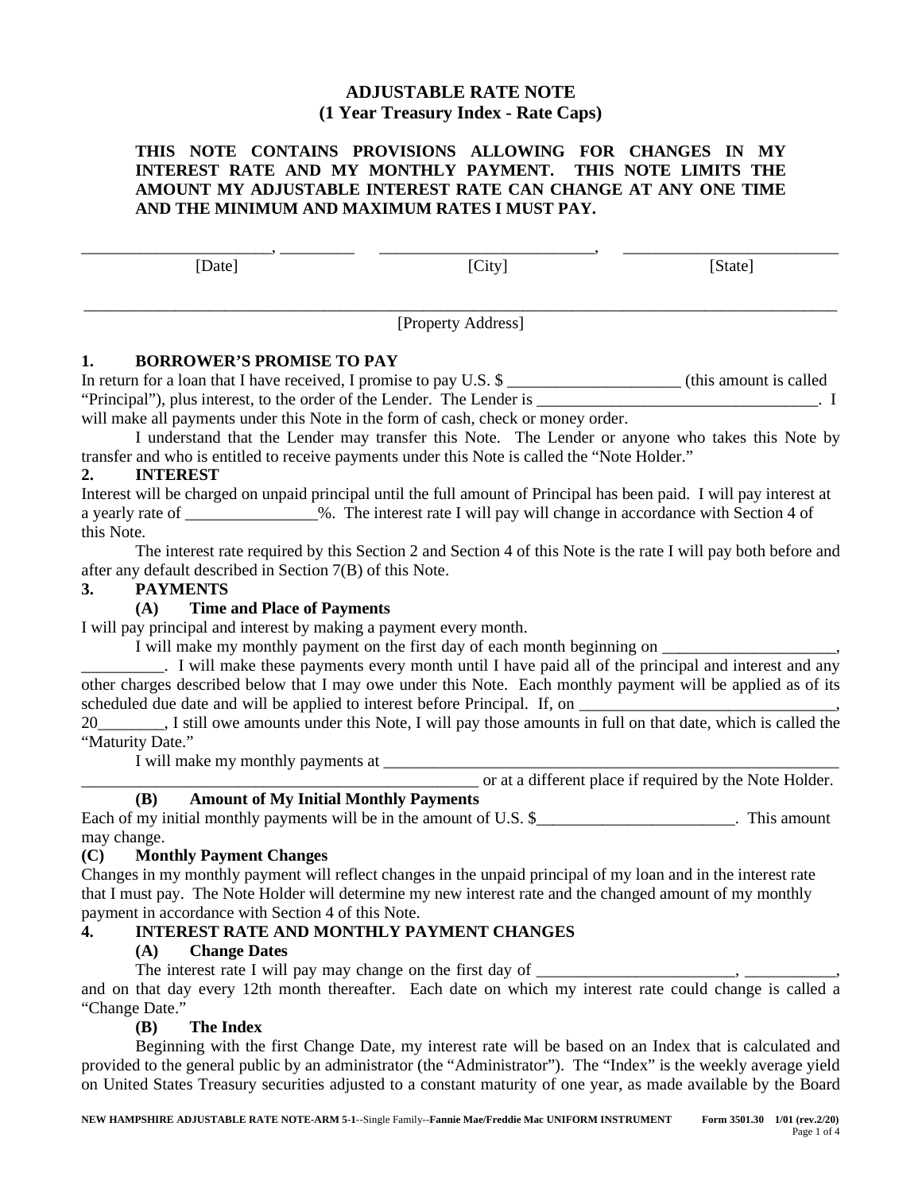# ADJUSTABLE RATE NOTE
## (1 Year Treasury Index - Rate Caps)

**THIS NOTE CONTAINS PROVISIONS ALLOWING FOR CHANGES IN MY INTEREST RATE AND MY MONTHLY PAYMENT. THIS NOTE LIMITS THE AMOUNT MY ADJUSTABLE INTEREST RATE CAN CHANGE AT ANY ONE TIME AND THE MINIMUM AND MAXIMUM RATES I MUST PAY.**

______________________, _________ [Date]　　__________________________, [City]　　__________________________ [State]

_____________________________________________________________________________________
[Property Address]

### 1. BORROWER'S PROMISE TO PAY

In return for a loan that I have received, I promise to pay U.S. $ _____________________ (this amount is called "Principal"), plus interest, to the order of the Lender. The Lender is ___________________________________. I will make all payments under this Note in the form of cash, check or money order.

I understand that the Lender may transfer this Note. The Lender or anyone who takes this Note by transfer and who is entitled to receive payments under this Note is called the "Note Holder."

### 2. INTEREST

Interest will be charged on unpaid principal until the full amount of Principal has been paid. I will pay interest at a yearly rate of ________________%. The interest rate I will pay will change in accordance with Section 4 of this Note.

The interest rate required by this Section 2 and Section 4 of this Note is the rate I will pay both before and after any default described in Section 7(B) of this Note.

### 3. PAYMENTS

**(A) Time and Place of Payments**

I will pay principal and interest by making a payment every month.

I will make my monthly payment on the first day of each month beginning on _____________________, __________. I will make these payments every month until I have paid all of the principal and interest and any other charges described below that I may owe under this Note. Each monthly payment will be applied as of its scheduled due date and will be applied to interest before Principal. If, on _______________________________, 20________, I still owe amounts under this Note, I will pay those amounts in full on that date, which is called the "Maturity Date."

I will make my monthly payments at __________________________________________________________ ________________________________________________ or at a different place if required by the Note Holder.

**(B) Amount of My Initial Monthly Payments**

Each of my initial monthly payments will be in the amount of U.S. $________________________. This amount may change.

**(C) Monthly Payment Changes**

Changes in my monthly payment will reflect changes in the unpaid principal of my loan and in the interest rate that I must pay. The Note Holder will determine my new interest rate and the changed amount of my monthly payment in accordance with Section 4 of this Note.

### 4. INTEREST RATE AND MONTHLY PAYMENT CHANGES

**(A) Change Dates**

The interest rate I will pay may change on the first day of ________________________, ___________, and on that day every 12th month thereafter. Each date on which my interest rate could change is called a "Change Date."

**(B) The Index**

Beginning with the first Change Date, my interest rate will be based on an Index that is calculated and provided to the general public by an administrator (the "Administrator"). The "Index" is the weekly average yield on United States Treasury securities adjusted to a constant maturity of one year, as made available by the Board

**NEW HAMPSHIRE ADJUSTABLE RATE NOTE-ARM 5-1**--Single Family--**Fannie Mae/Freddie Mac UNIFORM INSTRUMENT** **Form 3501.30 1/01 (rev.2/20)**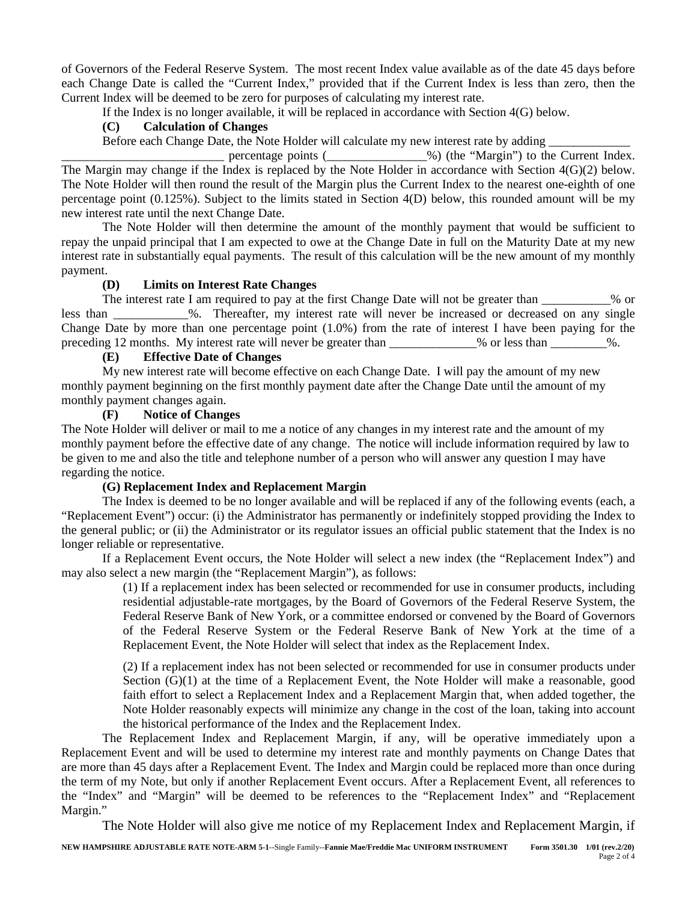of Governors of the Federal Reserve System. The most recent Index value available as of the date 45 days before each Change Date is called the "Current Index," provided that if the Current Index is less than zero, then the Current Index will be deemed to be zero for purposes of calculating my interest rate.

If the Index is no longer available, it will be replaced in accordance with Section 4(G) below.

**(C) Calculation of Changes**

Before each Change Date, the Note Holder will calculate my new interest rate by adding ____________ __________________________ percentage points (________________%) (the "Margin") to the Current Index. The Margin may change if the Index is replaced by the Note Holder in accordance with Section 4(G)(2) below. The Note Holder will then round the result of the Margin plus the Current Index to the nearest one-eighth of one percentage point (0.125%). Subject to the limits stated in Section 4(D) below, this rounded amount will be my new interest rate until the next Change Date.

The Note Holder will then determine the amount of the monthly payment that would be sufficient to repay the unpaid principal that I am expected to owe at the Change Date in full on the Maturity Date at my new interest rate in substantially equal payments. The result of this calculation will be the new amount of my monthly payment.

**(D) Limits on Interest Rate Changes**

The interest rate I am required to pay at the first Change Date will not be greater than ___________% or less than ____________%. Thereafter, my interest rate will never be increased or decreased on any single Change Date by more than one percentage point (1.0%) from the rate of interest I have been paying for the preceding 12 months. My interest rate will never be greater than ______________% or less than _________%.

**(E) Effective Date of Changes**

My new interest rate will become effective on each Change Date. I will pay the amount of my new monthly payment beginning on the first monthly payment date after the Change Date until the amount of my monthly payment changes again.

**(F) Notice of Changes**

The Note Holder will deliver or mail to me a notice of any changes in my interest rate and the amount of my monthly payment before the effective date of any change. The notice will include information required by law to be given to me and also the title and telephone number of a person who will answer any question I may have regarding the notice.

**(G) Replacement Index and Replacement Margin**

The Index is deemed to be no longer available and will be replaced if any of the following events (each, a "Replacement Event") occur: (i) the Administrator has permanently or indefinitely stopped providing the Index to the general public; or (ii) the Administrator or its regulator issues an official public statement that the Index is no longer reliable or representative.

If a Replacement Event occurs, the Note Holder will select a new index (the "Replacement Index") and may also select a new margin (the "Replacement Margin"), as follows:

(1) If a replacement index has been selected or recommended for use in consumer products, including residential adjustable-rate mortgages, by the Board of Governors of the Federal Reserve System, the Federal Reserve Bank of New York, or a committee endorsed or convened by the Board of Governors of the Federal Reserve System or the Federal Reserve Bank of New York at the time of a Replacement Event, the Note Holder will select that index as the Replacement Index.

(2) If a replacement index has not been selected or recommended for use in consumer products under Section (G)(1) at the time of a Replacement Event, the Note Holder will make a reasonable, good faith effort to select a Replacement Index and a Replacement Margin that, when added together, the Note Holder reasonably expects will minimize any change in the cost of the loan, taking into account the historical performance of the Index and the Replacement Index.

The Replacement Index and Replacement Margin, if any, will be operative immediately upon a Replacement Event and will be used to determine my interest rate and monthly payments on Change Dates that are more than 45 days after a Replacement Event. The Index and Margin could be replaced more than once during the term of my Note, but only if another Replacement Event occurs. After a Replacement Event, all references to the "Index" and "Margin" will be deemed to be references to the "Replacement Index" and "Replacement Margin."

The Note Holder will also give me notice of my Replacement Index and Replacement Margin, if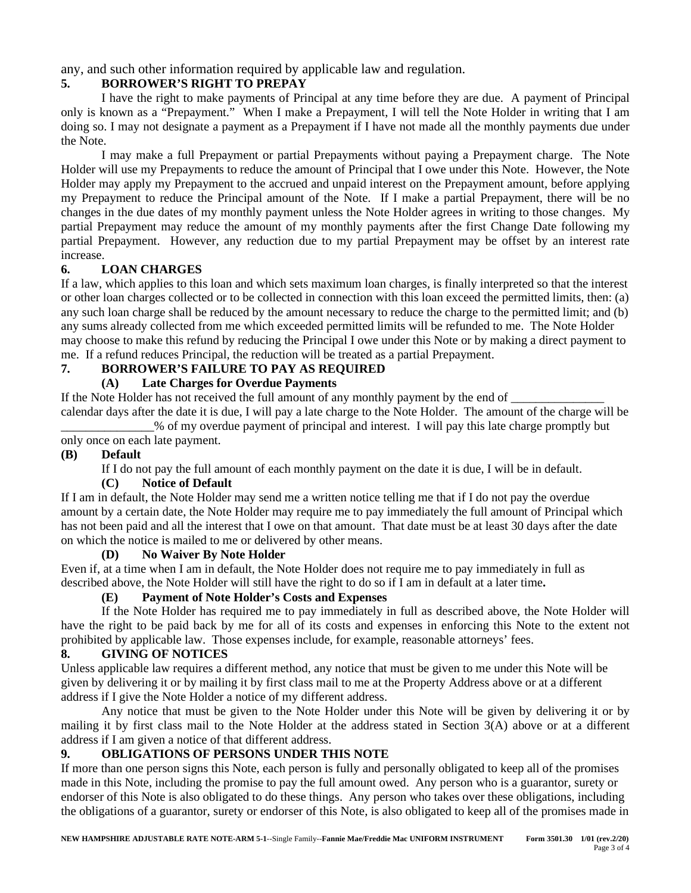any, and such other information required by applicable law and regulation.

**5. BORROWER'S RIGHT TO PREPAY**

I have the right to make payments of Principal at any time before they are due. A payment of Principal only is known as a "Prepayment." When I make a Prepayment, I will tell the Note Holder in writing that I am doing so. I may not designate a payment as a Prepayment if I have not made all the monthly payments due under the Note.

I may make a full Prepayment or partial Prepayments without paying a Prepayment charge. The Note Holder will use my Prepayments to reduce the amount of Principal that I owe under this Note. However, the Note Holder may apply my Prepayment to the accrued and unpaid interest on the Prepayment amount, before applying my Prepayment to reduce the Principal amount of the Note. If I make a partial Prepayment, there will be no changes in the due dates of my monthly payment unless the Note Holder agrees in writing to those changes. My partial Prepayment may reduce the amount of my monthly payments after the first Change Date following my partial Prepayment. However, any reduction due to my partial Prepayment may be offset by an interest rate increase.

**6. LOAN CHARGES**

If a law, which applies to this loan and which sets maximum loan charges, is finally interpreted so that the interest or other loan charges collected or to be collected in connection with this loan exceed the permitted limits, then: (a) any such loan charge shall be reduced by the amount necessary to reduce the charge to the permitted limit; and (b) any sums already collected from me which exceeded permitted limits will be refunded to me. The Note Holder may choose to make this refund by reducing the Principal I owe under this Note or by making a direct payment to me. If a refund reduces Principal, the reduction will be treated as a partial Prepayment.

**7. BORROWER'S FAILURE TO PAY AS REQUIRED**

**(A) Late Charges for Overdue Payments**

If the Note Holder has not received the full amount of any monthly payment by the end of _______________ calendar days after the date it is due, I will pay a late charge to the Note Holder. The amount of the charge will be _______________% of my overdue payment of principal and interest. I will pay this late charge promptly but only once on each late payment.

**(B) Default**

If I do not pay the full amount of each monthly payment on the date it is due, I will be in default.

**(C) Notice of Default**

If I am in default, the Note Holder may send me a written notice telling me that if I do not pay the overdue amount by a certain date, the Note Holder may require me to pay immediately the full amount of Principal which has not been paid and all the interest that I owe on that amount. That date must be at least 30 days after the date on which the notice is mailed to me or delivered by other means.

**(D) No Waiver By Note Holder**

Even if, at a time when I am in default, the Note Holder does not require me to pay immediately in full as described above, the Note Holder will still have the right to do so if I am in default at a later time**.**

**(E) Payment of Note Holder's Costs and Expenses**

If the Note Holder has required me to pay immediately in full as described above, the Note Holder will have the right to be paid back by me for all of its costs and expenses in enforcing this Note to the extent not prohibited by applicable law. Those expenses include, for example, reasonable attorneys' fees.

**8. GIVING OF NOTICES**

Unless applicable law requires a different method, any notice that must be given to me under this Note will be given by delivering it or by mailing it by first class mail to me at the Property Address above or at a different address if I give the Note Holder a notice of my different address.

Any notice that must be given to the Note Holder under this Note will be given by delivering it or by mailing it by first class mail to the Note Holder at the address stated in Section 3(A) above or at a different address if I am given a notice of that different address.

**9. OBLIGATIONS OF PERSONS UNDER THIS NOTE**

If more than one person signs this Note, each person is fully and personally obligated to keep all of the promises made in this Note, including the promise to pay the full amount owed. Any person who is a guarantor, surety or endorser of this Note is also obligated to do these things. Any person who takes over these obligations, including the obligations of a guarantor, surety or endorser of this Note, is also obligated to keep all of the promises made in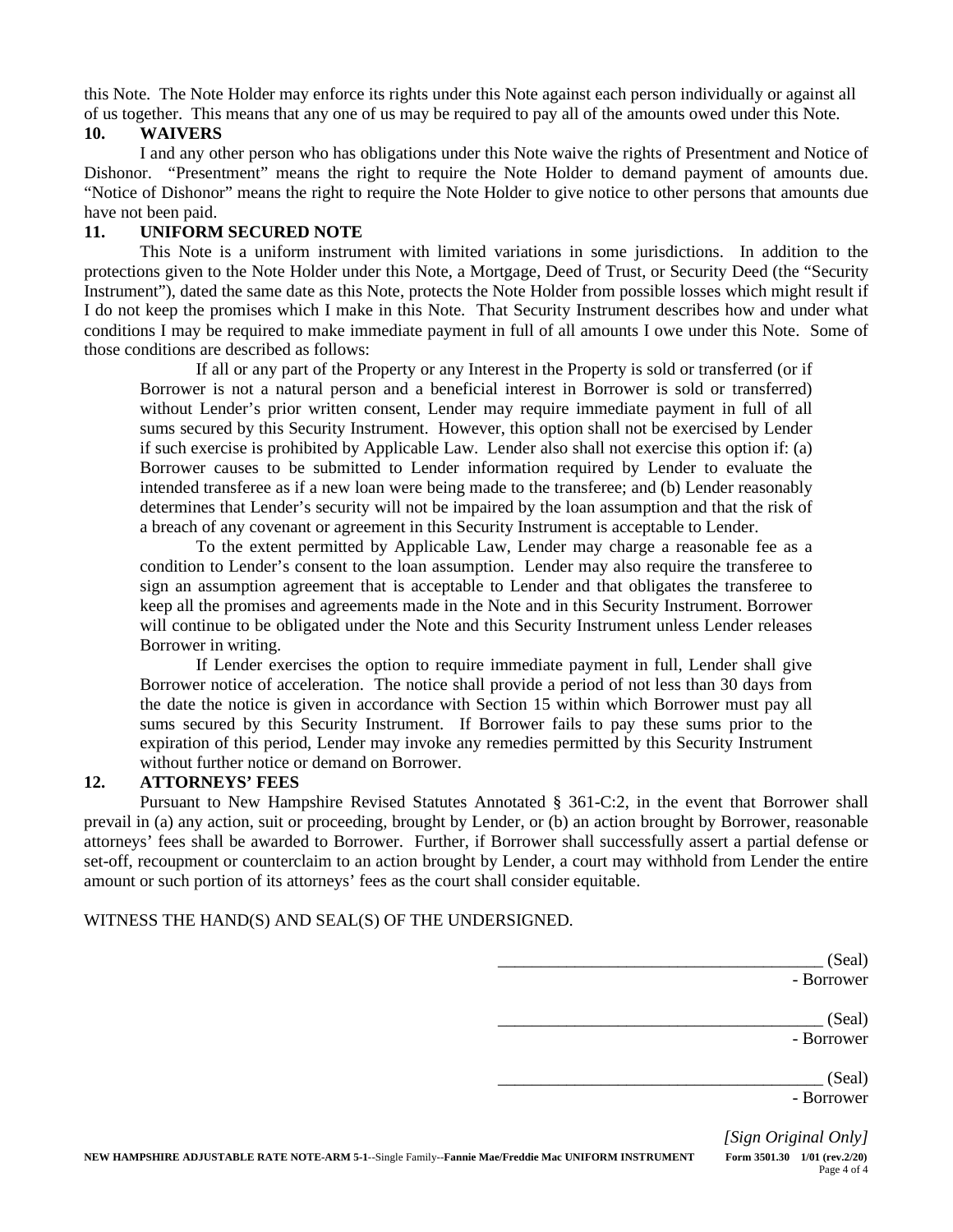this Note. The Note Holder may enforce its rights under this Note against each person individually or against all of us together. This means that any one of us may be required to pay all of the amounts owed under this Note.

**10. WAIVERS**

I and any other person who has obligations under this Note waive the rights of Presentment and Notice of Dishonor. "Presentment" means the right to require the Note Holder to demand payment of amounts due. "Notice of Dishonor" means the right to require the Note Holder to give notice to other persons that amounts due have not been paid.

**11. UNIFORM SECURED NOTE**

This Note is a uniform instrument with limited variations in some jurisdictions. In addition to the protections given to the Note Holder under this Note, a Mortgage, Deed of Trust, or Security Deed (the "Security Instrument"), dated the same date as this Note, protects the Note Holder from possible losses which might result if I do not keep the promises which I make in this Note. That Security Instrument describes how and under what conditions I may be required to make immediate payment in full of all amounts I owe under this Note. Some of those conditions are described as follows:

> If all or any part of the Property or any Interest in the Property is sold or transferred (or if Borrower is not a natural person and a beneficial interest in Borrower is sold or transferred) without Lender's prior written consent, Lender may require immediate payment in full of all sums secured by this Security Instrument. However, this option shall not be exercised by Lender if such exercise is prohibited by Applicable Law. Lender also shall not exercise this option if: (a) Borrower causes to be submitted to Lender information required by Lender to evaluate the intended transferee as if a new loan were being made to the transferee; and (b) Lender reasonably determines that Lender's security will not be impaired by the loan assumption and that the risk of a breach of any covenant or agreement in this Security Instrument is acceptable to Lender.
>
> To the extent permitted by Applicable Law, Lender may charge a reasonable fee as a condition to Lender's consent to the loan assumption. Lender may also require the transferee to sign an assumption agreement that is acceptable to Lender and that obligates the transferee to keep all the promises and agreements made in the Note and in this Security Instrument. Borrower will continue to be obligated under the Note and this Security Instrument unless Lender releases Borrower in writing.
>
> If Lender exercises the option to require immediate payment in full, Lender shall give Borrower notice of acceleration. The notice shall provide a period of not less than 30 days from the date the notice is given in accordance with Section 15 within which Borrower must pay all sums secured by this Security Instrument. If Borrower fails to pay these sums prior to the expiration of this period, Lender may invoke any remedies permitted by this Security Instrument without further notice or demand on Borrower.

**12. ATTORNEYS' FEES**

Pursuant to New Hampshire Revised Statutes Annotated § 361-C:2, in the event that Borrower shall prevail in (a) any action, suit or proceeding, brought by Lender, or (b) an action brought by Borrower, reasonable attorneys' fees shall be awarded to Borrower. Further, if Borrower shall successfully assert a partial defense or set-off, recoupment or counterclaim to an action brought by Lender, a court may withhold from Lender the entire amount or such portion of its attorneys' fees as the court shall consider equitable.

WITNESS THE HAND(S) AND SEAL(S) OF THE UNDERSIGNED.

_______________________________________ (Seal)
- Borrower

_______________________________________ (Seal)
- Borrower

_______________________________________ (Seal)
- Borrower

*[Sign Original Only]*

**NEW HAMPSHIRE ADJUSTABLE RATE NOTE-ARM 5-1**--Single Family--**Fannie Mae/Freddie Mac UNIFORM INSTRUMENT** **Form 3501.30 1/01 (rev.2/20)**